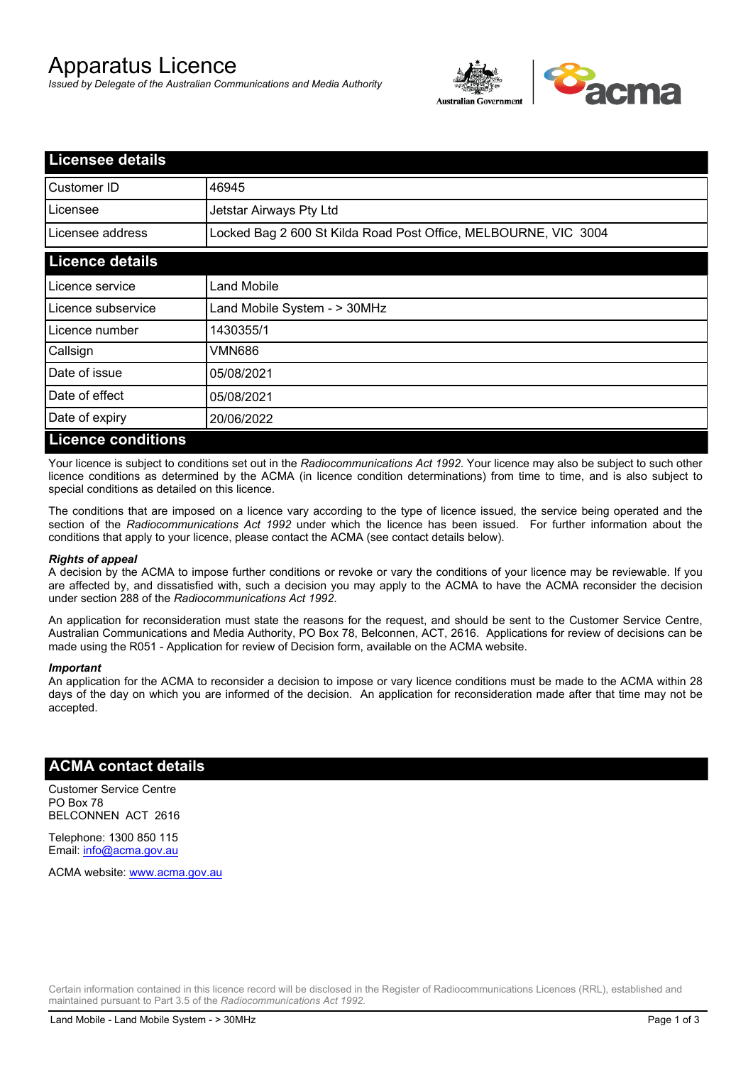# Apparatus Licence

*Issued by Delegate of the Australian Communications and Media Authority*

## Licensee details

| | |
|---|---|
| Customer ID | 46945 |
| Licensee | Jetstar Airways Pty Ltd |
| Licensee address | Locked Bag 2 600 St Kilda Road Post Office, MELBOURNE, VIC 3004 |

## Licence details

| | |
|---|---|
| Licence service | Land Mobile |
| Licence subservice | Land Mobile System - > 30MHz |
| Licence number | 1430355/1 |
| Callsign | VMN686 |
| Date of issue | 05/08/2021 |
| Date of effect | 05/08/2021 |
| Date of expiry | 20/06/2022 |

## Licence conditions

Your licence is subject to conditions set out in the *Radiocommunications Act 1992*. Your licence may also be subject to such other licence conditions as determined by the ACMA (in licence condition determinations) from time to time, and is also subject to special conditions as detailed on this licence.

The conditions that are imposed on a licence vary according to the type of licence issued, the service being operated and the section of the *Radiocommunications Act 1992* under which the licence has been issued. For further information about the conditions that apply to your licence, please contact the ACMA (see contact details below).

***Rights of appeal***

A decision by the ACMA to impose further conditions or revoke or vary the conditions of your licence may be reviewable. If you are affected by, and dissatisfied with, such a decision you may apply to the ACMA to have the ACMA reconsider the decision under section 288 of the *Radiocommunications Act 1992*.

An application for reconsideration must state the reasons for the request, and should be sent to the Customer Service Centre, Australian Communications and Media Authority, PO Box 78, Belconnen, ACT, 2616. Applications for review of decisions can be made using the R051 - Application for review of Decision form, available on the ACMA website.

***Important***

An application for the ACMA to reconsider a decision to impose or vary licence conditions must be made to the ACMA within 28 days of the day on which you are informed of the decision. An application for reconsideration made after that time may not be accepted.

## ACMA contact details

Customer Service Centre
PO Box 78
BELCONNEN ACT 2616

Telephone: 1300 850 115
Email: info@acma.gov.au

ACMA website: www.acma.gov.au

Certain information contained in this licence record will be disclosed in the Register of Radiocommunications Licences (RRL), established and maintained pursuant to Part 3.5 of the *Radiocommunications Act 1992.*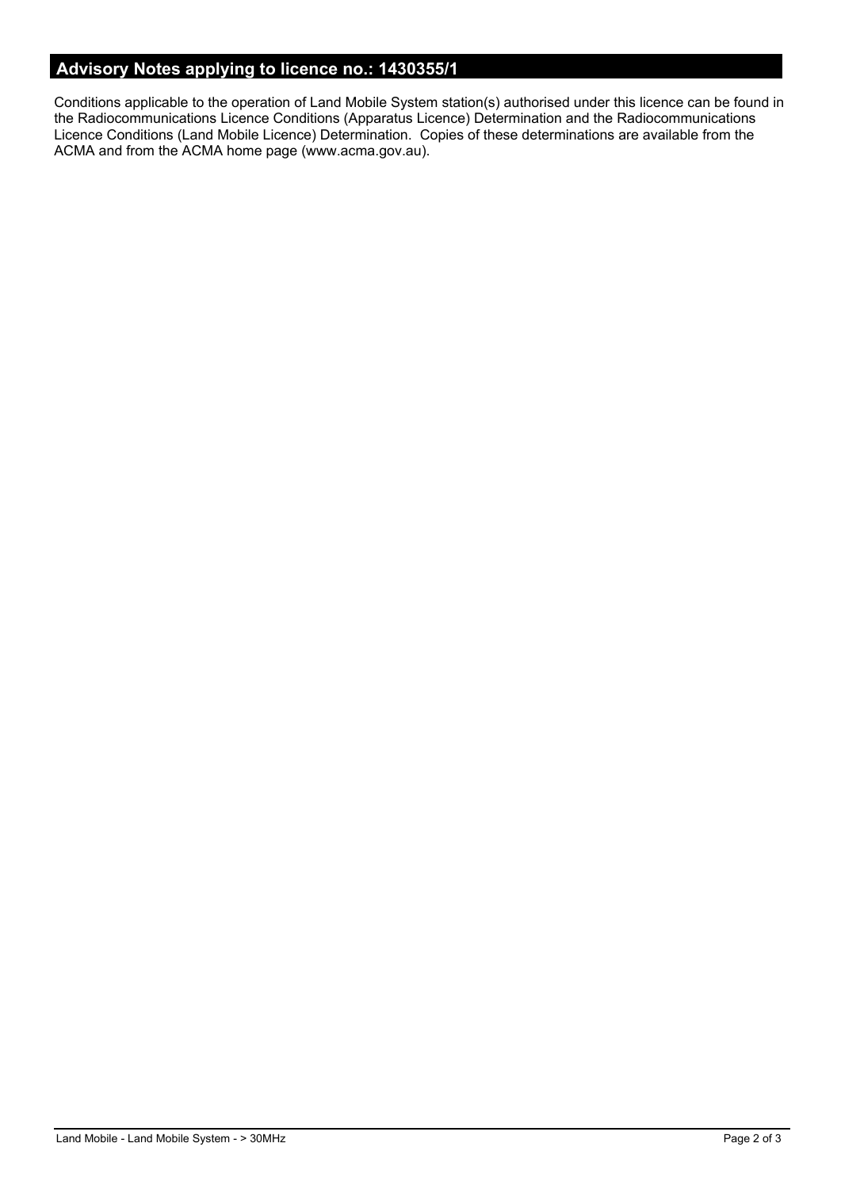## Advisory Notes applying to licence no.: 1430355/1

Conditions applicable to the operation of Land Mobile System station(s) authorised under this licence can be found in the Radiocommunications Licence Conditions (Apparatus Licence) Determination and the Radiocommunications Licence Conditions (Land Mobile Licence) Determination. Copies of these determinations are available from the ACMA and from the ACMA home page (www.acma.gov.au).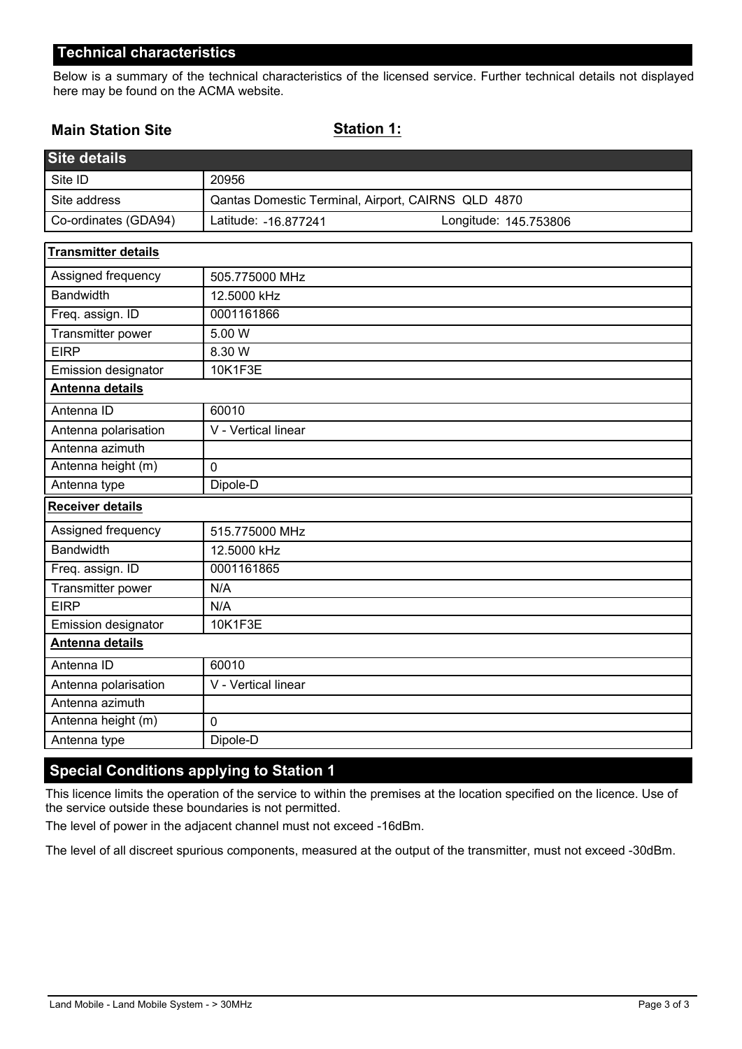## Technical characteristics

Below is a summary of the technical characteristics of the licensed service. Further technical details not displayed here may be found on the ACMA website.

**Main Station Site** **Station 1:**

| Site details | |
|---|---|
| Site ID | 20956 |
| Site address | Qantas Domestic Terminal, Airport, CAIRNS QLD 4870 |
| Co-ordinates (GDA94) | Latitude: -16.877241 Longitude: 145.753806 |

| Transmitter details | |
|---|---|
| Assigned frequency | 505.775000 MHz |
| Bandwidth | 12.5000 kHz |
| Freq. assign. ID | 0001161866 |
| Transmitter power | 5.00 W |
| EIRP | 8.30 W |
| Emission designator | 10K1F3E |
| **Antenna details** | |
| Antenna ID | 60010 |
| Antenna polarisation | V - Vertical linear |
| Antenna azimuth | |
| Antenna height (m) | 0 |
| Antenna type | Dipole-D |

| Receiver details | |
|---|---|
| Assigned frequency | 515.775000 MHz |
| Bandwidth | 12.5000 kHz |
| Freq. assign. ID | 0001161865 |
| Transmitter power | N/A |
| EIRP | N/A |
| Emission designator | 10K1F3E |
| **Antenna details** | |
| Antenna ID | 60010 |
| Antenna polarisation | V - Vertical linear |
| Antenna azimuth | |
| Antenna height (m) | 0 |
| Antenna type | Dipole-D |

## Special Conditions applying to Station 1

This licence limits the operation of the service to within the premises at the location specified on the licence. Use of the service outside these boundaries is not permitted.

The level of power in the adjacent channel must not exceed -16dBm.

The level of all discreet spurious components, measured at the output of the transmitter, must not exceed -30dBm.